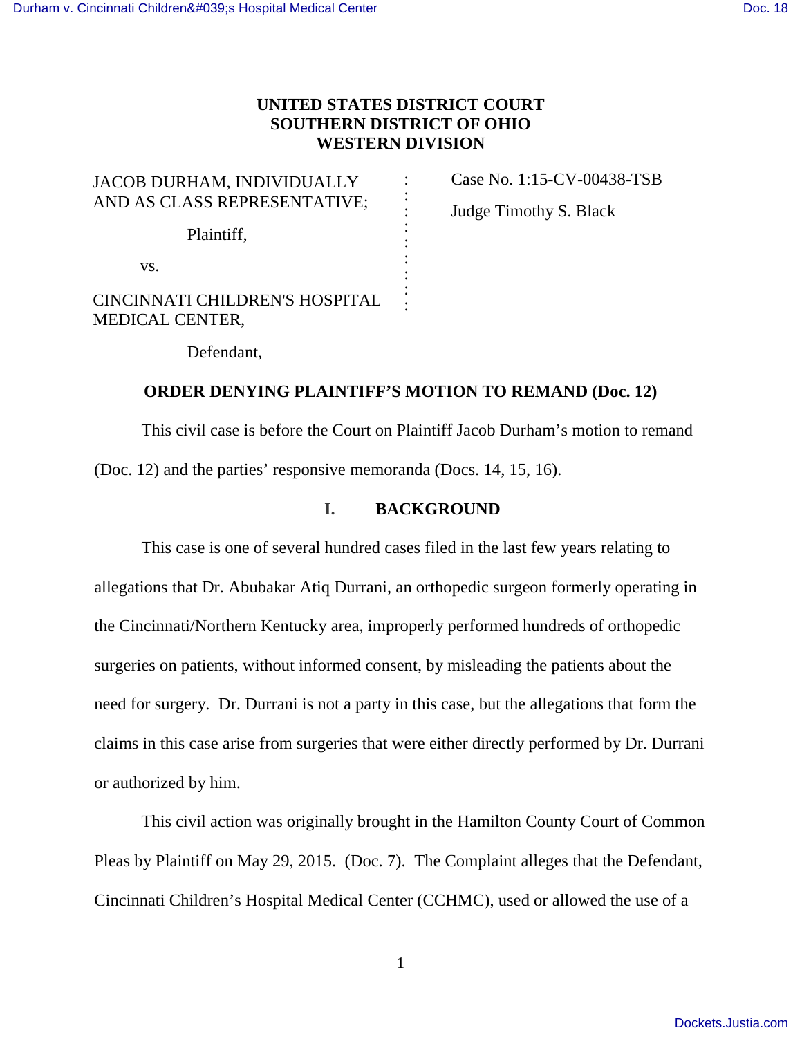**UNITED STATES DISTRICT COURT**
**SOUTHERN DISTRICT OF OHIO**
**WESTERN DIVISION**

JACOB DURHAM, INDIVIDUALLY AND AS CLASS REPRESENTATIVE;

Plaintiff,

vs.

CINCINNATI CHILDREN'S HOSPITAL MEDICAL CENTER,

Defendant,

Case No. 1:15-CV-00438-TSB

Judge Timothy S. Black

## ORDER DENYING PLAINTIFF'S MOTION TO REMAND (Doc. 12)

This civil case is before the Court on Plaintiff Jacob Durham's motion to remand (Doc. 12) and the parties' responsive memoranda (Docs. 14, 15, 16).

### I. BACKGROUND

This case is one of several hundred cases filed in the last few years relating to allegations that Dr. Abubakar Atiq Durrani, an orthopedic surgeon formerly operating in the Cincinnati/Northern Kentucky area, improperly performed hundreds of orthopedic surgeries on patients, without informed consent, by misleading the patients about the need for surgery. Dr. Durrani is not a party in this case, but the allegations that form the claims in this case arise from surgeries that were either directly performed by Dr. Durrani or authorized by him.

This civil action was originally brought in the Hamilton County Court of Common Pleas by Plaintiff on May 29, 2015. (Doc. 7). The Complaint alleges that the Defendant, Cincinnati Children's Hospital Medical Center (CCHMC), used or allowed the use of a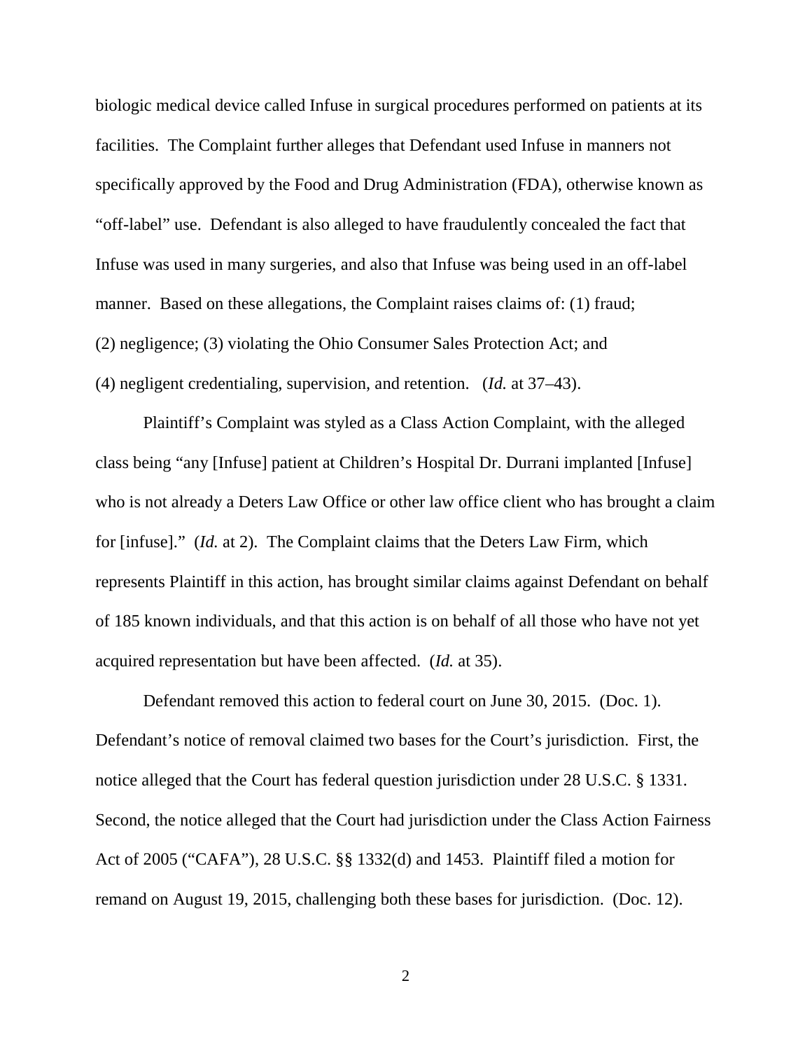biologic medical device called Infuse in surgical procedures performed on patients at its facilities. The Complaint further alleges that Defendant used Infuse in manners not specifically approved by the Food and Drug Administration (FDA), otherwise known as "off-label" use. Defendant is also alleged to have fraudulently concealed the fact that Infuse was used in many surgeries, and also that Infuse was being used in an off-label manner. Based on these allegations, the Complaint raises claims of: (1) fraud; (2) negligence; (3) violating the Ohio Consumer Sales Protection Act; and (4) negligent credentialing, supervision, and retention. (*Id.* at 37–43).

Plaintiff's Complaint was styled as a Class Action Complaint, with the alleged class being "any [Infuse] patient at Children's Hospital Dr. Durrani implanted [Infuse] who is not already a Deters Law Office or other law office client who has brought a claim for [infuse]." (*Id.* at 2). The Complaint claims that the Deters Law Firm, which represents Plaintiff in this action, has brought similar claims against Defendant on behalf of 185 known individuals, and that this action is on behalf of all those who have not yet acquired representation but have been affected. (*Id.* at 35).

Defendant removed this action to federal court on June 30, 2015. (Doc. 1). Defendant's notice of removal claimed two bases for the Court's jurisdiction. First, the notice alleged that the Court has federal question jurisdiction under 28 U.S.C. § 1331. Second, the notice alleged that the Court had jurisdiction under the Class Action Fairness Act of 2005 ("CAFA"), 28 U.S.C. §§ 1332(d) and 1453. Plaintiff filed a motion for remand on August 19, 2015, challenging both these bases for jurisdiction. (Doc. 12).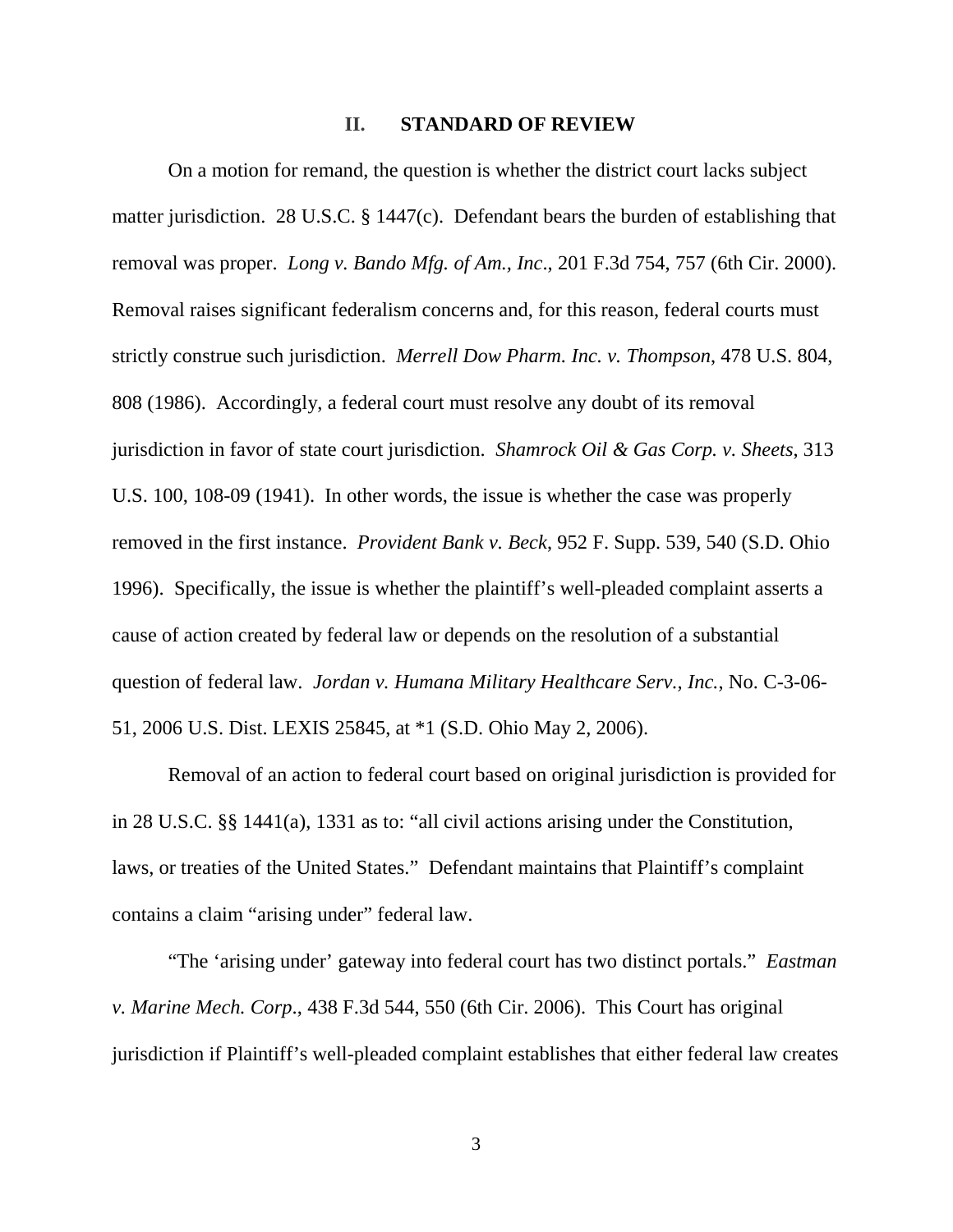## II. STANDARD OF REVIEW

On a motion for remand, the question is whether the district court lacks subject matter jurisdiction. 28 U.S.C. § 1447(c). Defendant bears the burden of establishing that removal was proper. *Long v. Bando Mfg. of Am., Inc*., 201 F.3d 754, 757 (6th Cir. 2000). Removal raises significant federalism concerns and, for this reason, federal courts must strictly construe such jurisdiction. *Merrell Dow Pharm. Inc. v. Thompson*, 478 U.S. 804, 808 (1986). Accordingly, a federal court must resolve any doubt of its removal jurisdiction in favor of state court jurisdiction. *Shamrock Oil & Gas Corp. v. Sheets*, 313 U.S. 100, 108-09 (1941). In other words, the issue is whether the case was properly removed in the first instance. *Provident Bank v. Beck*, 952 F. Supp. 539, 540 (S.D. Ohio 1996). Specifically, the issue is whether the plaintiff's well-pleaded complaint asserts a cause of action created by federal law or depends on the resolution of a substantial question of federal law. *Jordan v. Humana Military Healthcare Serv., Inc.*, No. C-3-06-51, 2006 U.S. Dist. LEXIS 25845, at *1 (S.D. Ohio May 2, 2006).

Removal of an action to federal court based on original jurisdiction is provided for in 28 U.S.C. §§ 1441(a), 1331 as to: "all civil actions arising under the Constitution, laws, or treaties of the United States." Defendant maintains that Plaintiff's complaint contains a claim "arising under" federal law.

"The 'arising under' gateway into federal court has two distinct portals." *Eastman v. Marine Mech. Corp*., 438 F.3d 544, 550 (6th Cir. 2006). This Court has original jurisdiction if Plaintiff's well-pleaded complaint establishes that either federal law creates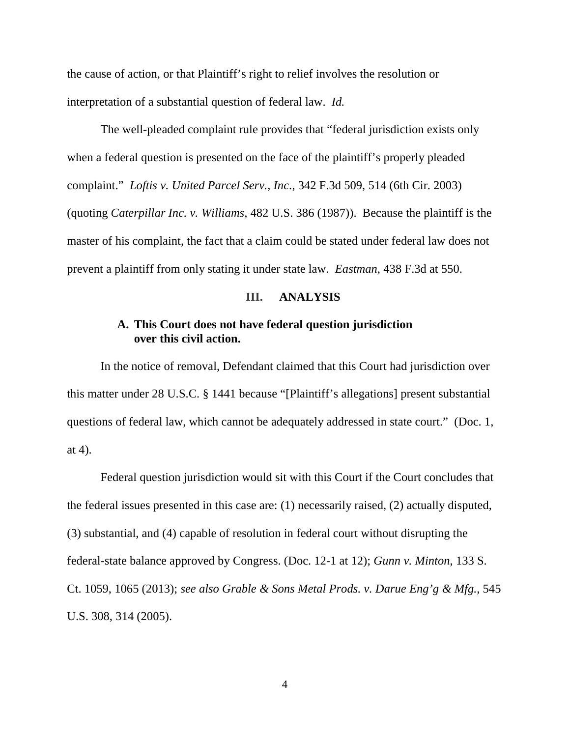the cause of action, or that Plaintiff's right to relief involves the resolution or interpretation of a substantial question of federal law. *Id.*

The well-pleaded complaint rule provides that "federal jurisdiction exists only when a federal question is presented on the face of the plaintiff's properly pleaded complaint." *Loftis v. United Parcel Serv., Inc.*, 342 F.3d 509, 514 (6th Cir. 2003) (quoting *Caterpillar Inc. v. Williams*, 482 U.S. 386 (1987)). Because the plaintiff is the master of his complaint, the fact that a claim could be stated under federal law does not prevent a plaintiff from only stating it under state law. *Eastman*, 438 F.3d at 550.

## III. ANALYSIS

### A. This Court does not have federal question jurisdiction over this civil action.

In the notice of removal, Defendant claimed that this Court had jurisdiction over this matter under 28 U.S.C. § 1441 because "[Plaintiff's allegations] present substantial questions of federal law, which cannot be adequately addressed in state court." (Doc. 1, at 4).

Federal question jurisdiction would sit with this Court if the Court concludes that the federal issues presented in this case are: (1) necessarily raised, (2) actually disputed, (3) substantial, and (4) capable of resolution in federal court without disrupting the federal-state balance approved by Congress. (Doc. 12-1 at 12); *Gunn v. Minton*, 133 S. Ct. 1059, 1065 (2013); *see also Grable & Sons Metal Prods. v. Darue Eng'g & Mfg.*, 545 U.S. 308, 314 (2005).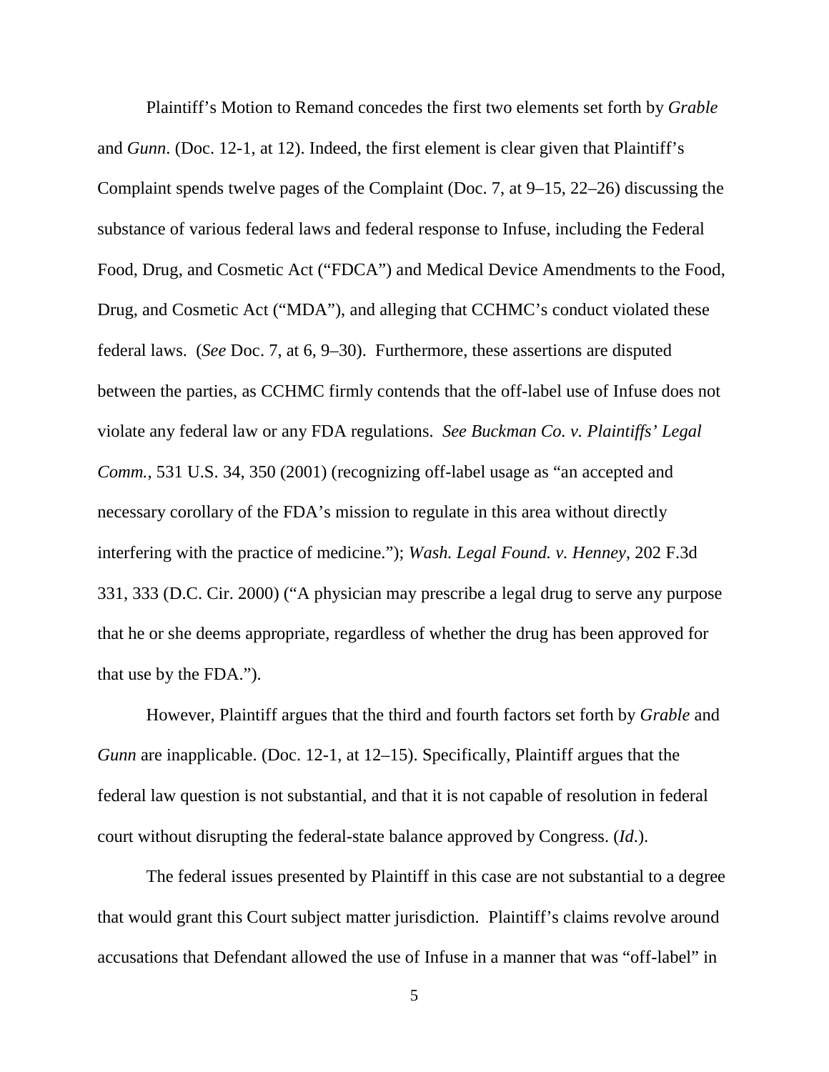Plaintiff's Motion to Remand concedes the first two elements set forth by *Grable* and *Gunn*. (Doc. 12-1, at 12). Indeed, the first element is clear given that Plaintiff's Complaint spends twelve pages of the Complaint (Doc. 7, at 9–15, 22–26) discussing the substance of various federal laws and federal response to Infuse, including the Federal Food, Drug, and Cosmetic Act ("FDCA") and Medical Device Amendments to the Food, Drug, and Cosmetic Act ("MDA"), and alleging that CCHMC's conduct violated these federal laws. (*See* Doc. 7, at 6, 9–30). Furthermore, these assertions are disputed between the parties, as CCHMC firmly contends that the off-label use of Infuse does not violate any federal law or any FDA regulations. *See Buckman Co. v. Plaintiffs' Legal Comm.*, 531 U.S. 34, 350 (2001) (recognizing off-label usage as "an accepted and necessary corollary of the FDA's mission to regulate in this area without directly interfering with the practice of medicine."); *Wash. Legal Found. v. Henney*, 202 F.3d 331, 333 (D.C. Cir. 2000) ("A physician may prescribe a legal drug to serve any purpose that he or she deems appropriate, regardless of whether the drug has been approved for that use by the FDA.").

However, Plaintiff argues that the third and fourth factors set forth by *Grable* and *Gunn* are inapplicable. (Doc. 12-1, at 12–15). Specifically, Plaintiff argues that the federal law question is not substantial, and that it is not capable of resolution in federal court without disrupting the federal-state balance approved by Congress. (*Id*.).

The federal issues presented by Plaintiff in this case are not substantial to a degree that would grant this Court subject matter jurisdiction. Plaintiff's claims revolve around accusations that Defendant allowed the use of Infuse in a manner that was "off-label" in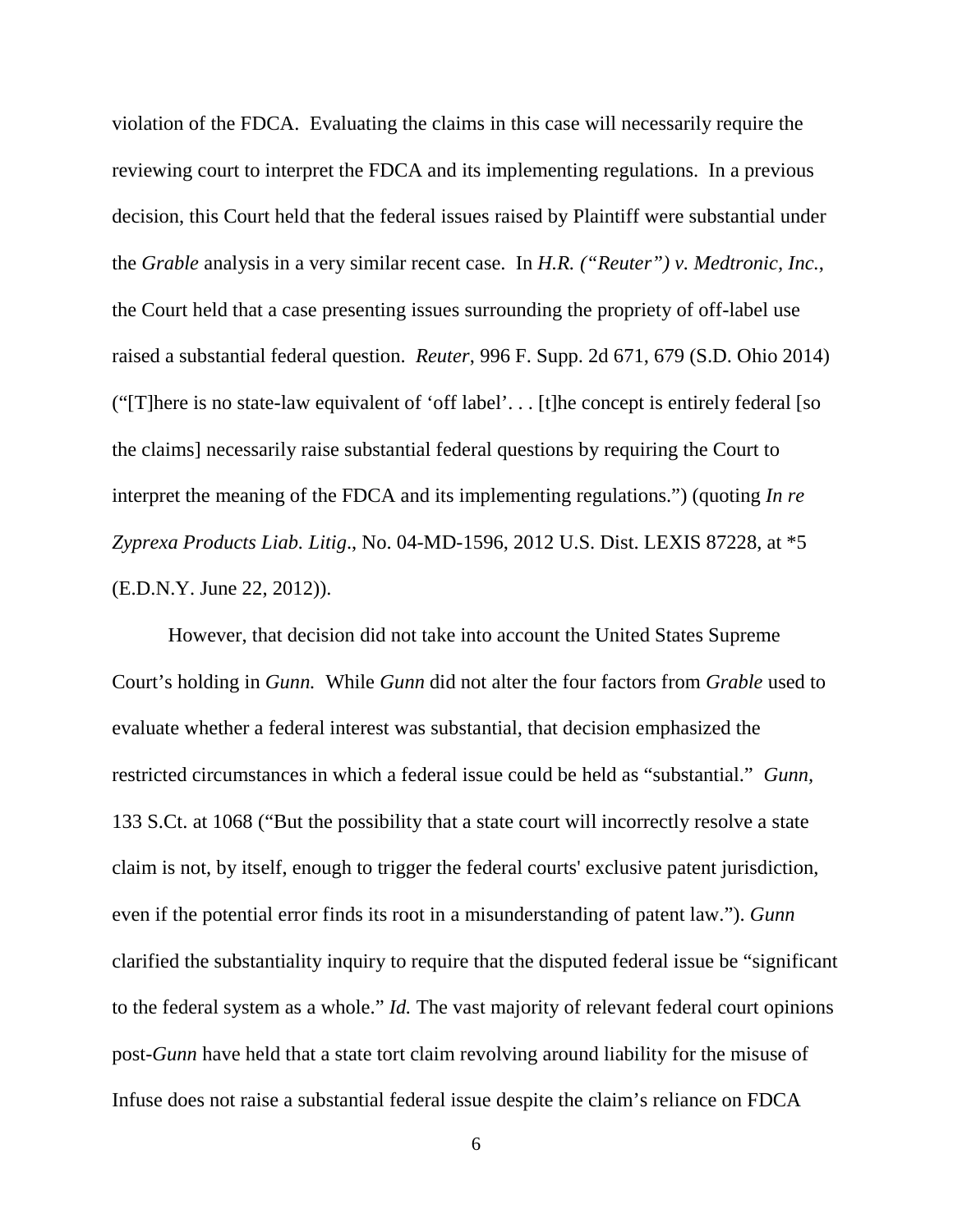violation of the FDCA. Evaluating the claims in this case will necessarily require the reviewing court to interpret the FDCA and its implementing regulations. In a previous decision, this Court held that the federal issues raised by Plaintiff were substantial under the *Grable* analysis in a very similar recent case. In *H.R. ("Reuter") v. Medtronic, Inc.*, the Court held that a case presenting issues surrounding the propriety of off-label use raised a substantial federal question. *Reuter*, 996 F. Supp. 2d 671, 679 (S.D. Ohio 2014) ("[T]here is no state-law equivalent of 'off label'. . . [t]he concept is entirely federal [so the claims] necessarily raise substantial federal questions by requiring the Court to interpret the meaning of the FDCA and its implementing regulations.") (quoting *In re Zyprexa Products Liab. Litig*., No. 04-MD-1596, 2012 U.S. Dist. LEXIS 87228, at *5 (E.D.N.Y. June 22, 2012)).

However, that decision did not take into account the United States Supreme Court's holding in *Gunn.* While *Gunn* did not alter the four factors from *Grable* used to evaluate whether a federal interest was substantial, that decision emphasized the restricted circumstances in which a federal issue could be held as "substantial." *Gunn,* 133 S.Ct. at 1068 ("But the possibility that a state court will incorrectly resolve a state claim is not, by itself, enough to trigger the federal courts' exclusive patent jurisdiction, even if the potential error finds its root in a misunderstanding of patent law."). *Gunn* clarified the substantiality inquiry to require that the disputed federal issue be "significant to the federal system as a whole." *Id.* The vast majority of relevant federal court opinions post-*Gunn* have held that a state tort claim revolving around liability for the misuse of Infuse does not raise a substantial federal issue despite the claim's reliance on FDCA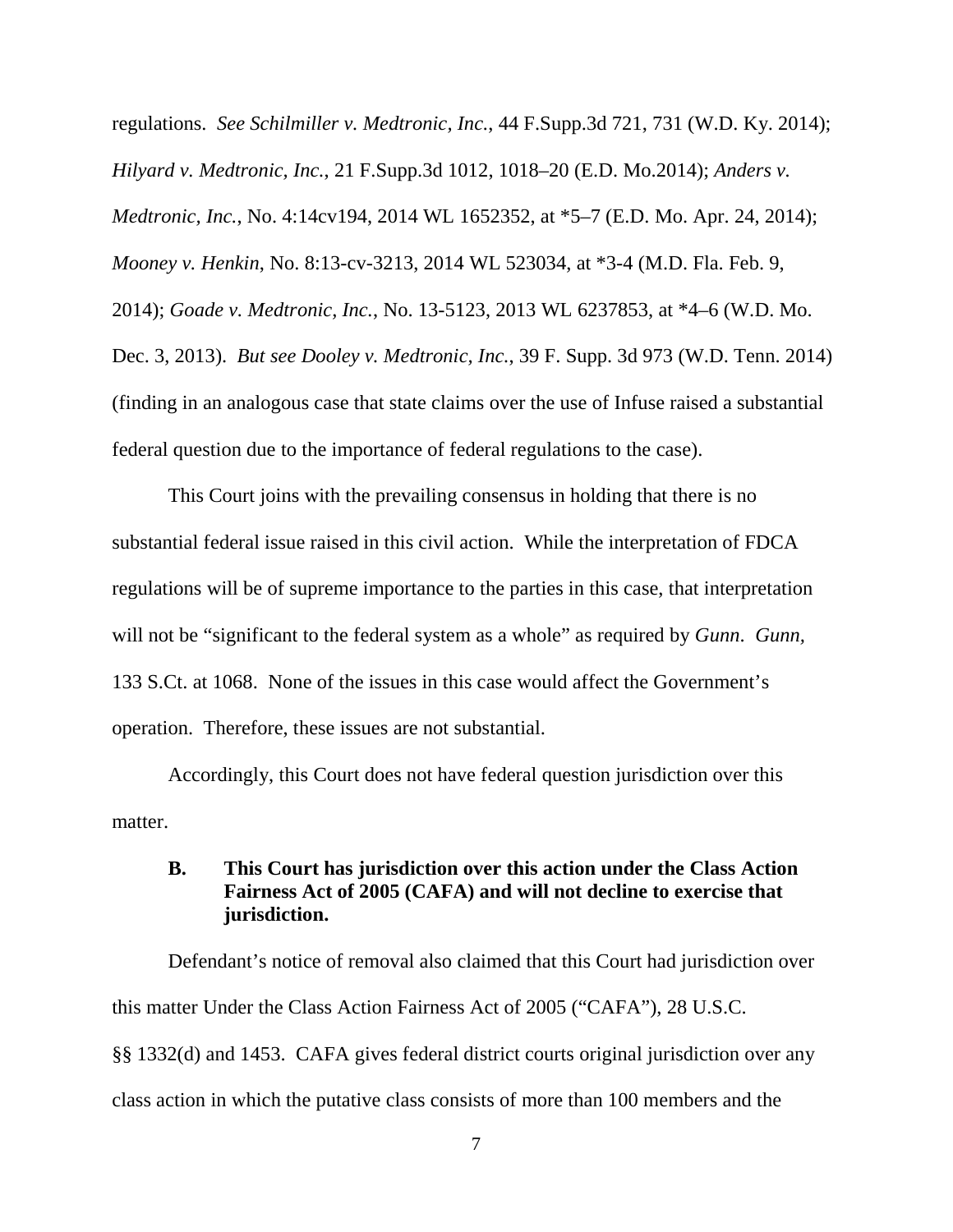regulations. *See Schilmiller v. Medtronic, Inc.*, 44 F.Supp.3d 721, 731 (W.D. Ky. 2014); *Hilyard v. Medtronic, Inc.*, 21 F.Supp.3d 1012, 1018–20 (E.D. Mo.2014); *Anders v. Medtronic, Inc.*, No. 4:14cv194, 2014 WL 1652352, at *5–7 (E.D. Mo. Apr. 24, 2014); *Mooney v. Henkin*, No. 8:13-cv-3213, 2014 WL 523034, at *3-4 (M.D. Fla. Feb. 9, 2014); *Goade v. Medtronic, Inc.*, No. 13-5123, 2013 WL 6237853, at *4–6 (W.D. Mo. Dec. 3, 2013). *But see Dooley v. Medtronic, Inc.*, 39 F. Supp. 3d 973 (W.D. Tenn. 2014) (finding in an analogous case that state claims over the use of Infuse raised a substantial federal question due to the importance of federal regulations to the case).

This Court joins with the prevailing consensus in holding that there is no substantial federal issue raised in this civil action. While the interpretation of FDCA regulations will be of supreme importance to the parties in this case, that interpretation will not be "significant to the federal system as a whole" as required by *Gunn*. *Gunn*, 133 S.Ct. at 1068. None of the issues in this case would affect the Government's operation. Therefore, these issues are not substantial.

Accordingly, this Court does not have federal question jurisdiction over this matter.

### B. This Court has jurisdiction over this action under the Class Action Fairness Act of 2005 (CAFA) and will not decline to exercise that jurisdiction.

Defendant's notice of removal also claimed that this Court had jurisdiction over this matter Under the Class Action Fairness Act of 2005 ("CAFA"), 28 U.S.C. §§ 1332(d) and 1453. CAFA gives federal district courts original jurisdiction over any class action in which the putative class consists of more than 100 members and the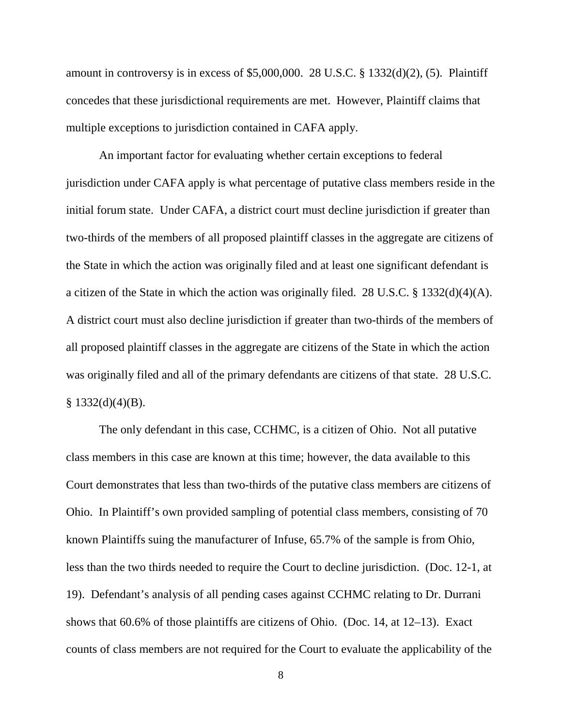amount in controversy is in excess of $5,000,000. 28 U.S.C. § 1332(d)(2), (5). Plaintiff concedes that these jurisdictional requirements are met. However, Plaintiff claims that multiple exceptions to jurisdiction contained in CAFA apply.

An important factor for evaluating whether certain exceptions to federal jurisdiction under CAFA apply is what percentage of putative class members reside in the initial forum state. Under CAFA, a district court must decline jurisdiction if greater than two-thirds of the members of all proposed plaintiff classes in the aggregate are citizens of the State in which the action was originally filed and at least one significant defendant is a citizen of the State in which the action was originally filed. 28 U.S.C. § 1332(d)(4)(A). A district court must also decline jurisdiction if greater than two-thirds of the members of all proposed plaintiff classes in the aggregate are citizens of the State in which the action was originally filed and all of the primary defendants are citizens of that state. 28 U.S.C. § 1332(d)(4)(B).

The only defendant in this case, CCHMC, is a citizen of Ohio. Not all putative class members in this case are known at this time; however, the data available to this Court demonstrates that less than two-thirds of the putative class members are citizens of Ohio. In Plaintiff's own provided sampling of potential class members, consisting of 70 known Plaintiffs suing the manufacturer of Infuse, 65.7% of the sample is from Ohio, less than the two thirds needed to require the Court to decline jurisdiction. (Doc. 12-1, at 19). Defendant's analysis of all pending cases against CCHMC relating to Dr. Durrani shows that 60.6% of those plaintiffs are citizens of Ohio. (Doc. 14, at 12–13). Exact counts of class members are not required for the Court to evaluate the applicability of the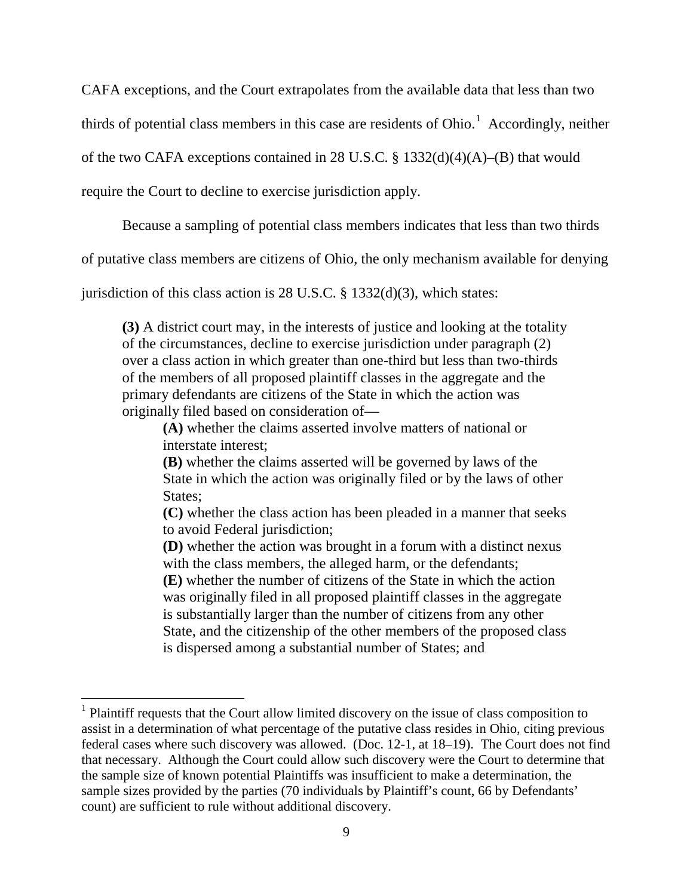CAFA exceptions, and the Court extrapolates from the available data that less than two thirds of potential class members in this case are residents of Ohio.[1] Accordingly, neither of the two CAFA exceptions contained in 28 U.S.C. § 1332(d)(4)(A)–(B) that would require the Court to decline to exercise jurisdiction apply.

Because a sampling of potential class members indicates that less than two thirds of putative class members are citizens of Ohio, the only mechanism available for denying jurisdiction of this class action is 28 U.S.C. § 1332(d)(3), which states:

> **(3)** A district court may, in the interests of justice and looking at the totality of the circumstances, decline to exercise jurisdiction under paragraph (2) over a class action in which greater than one-third but less than two-thirds of the members of all proposed plaintiff classes in the aggregate and the primary defendants are citizens of the State in which the action was originally filed based on consideration of—
>
> **(A)** whether the claims asserted involve matters of national or interstate interest;
>
> **(B)** whether the claims asserted will be governed by laws of the State in which the action was originally filed or by the laws of other States;
>
> **(C)** whether the class action has been pleaded in a manner that seeks to avoid Federal jurisdiction;
>
> **(D)** whether the action was brought in a forum with a distinct nexus with the class members, the alleged harm, or the defendants;
>
> **(E)** whether the number of citizens of the State in which the action was originally filed in all proposed plaintiff classes in the aggregate is substantially larger than the number of citizens from any other State, and the citizenship of the other members of the proposed class is dispersed among a substantial number of States; and

---

[1] Plaintiff requests that the Court allow limited discovery on the issue of class composition to assist in a determination of what percentage of the putative class resides in Ohio, citing previous federal cases where such discovery was allowed. (Doc. 12-1, at 18–19). The Court does not find that necessary. Although the Court could allow such discovery were the Court to determine that the sample size of known potential Plaintiffs was insufficient to make a determination, the sample sizes provided by the parties (70 individuals by Plaintiff's count, 66 by Defendants' count) are sufficient to rule without additional discovery.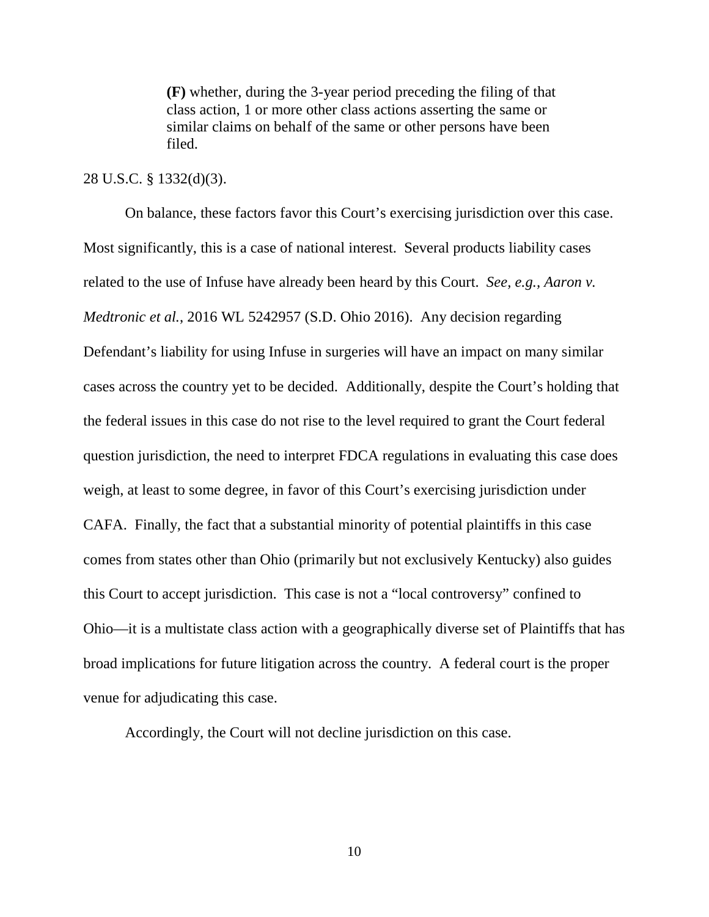> **(F)** whether, during the 3-year period preceding the filing of that class action, 1 or more other class actions asserting the same or similar claims on behalf of the same or other persons have been filed.

28 U.S.C. § 1332(d)(3).

On balance, these factors favor this Court's exercising jurisdiction over this case. Most significantly, this is a case of national interest. Several products liability cases related to the use of Infuse have already been heard by this Court. *See, e.g., Aaron v. Medtronic et al.*, 2016 WL 5242957 (S.D. Ohio 2016). Any decision regarding Defendant's liability for using Infuse in surgeries will have an impact on many similar cases across the country yet to be decided. Additionally, despite the Court's holding that the federal issues in this case do not rise to the level required to grant the Court federal question jurisdiction, the need to interpret FDCA regulations in evaluating this case does weigh, at least to some degree, in favor of this Court's exercising jurisdiction under CAFA. Finally, the fact that a substantial minority of potential plaintiffs in this case comes from states other than Ohio (primarily but not exclusively Kentucky) also guides this Court to accept jurisdiction. This case is not a "local controversy" confined to Ohio—it is a multistate class action with a geographically diverse set of Plaintiffs that has broad implications for future litigation across the country. A federal court is the proper venue for adjudicating this case.

Accordingly, the Court will not decline jurisdiction on this case.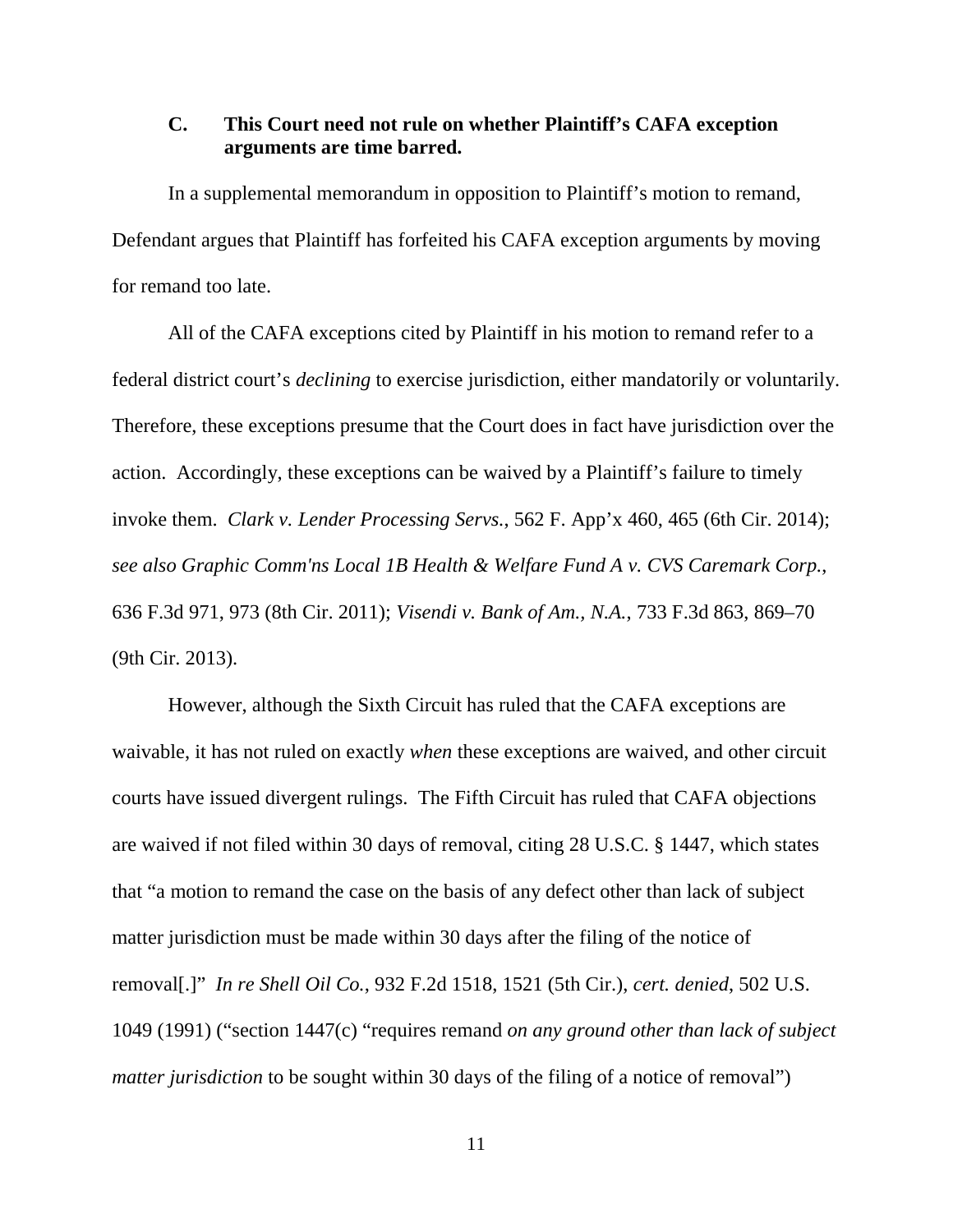### C. This Court need not rule on whether Plaintiff's CAFA exception arguments are time barred.

In a supplemental memorandum in opposition to Plaintiff's motion to remand, Defendant argues that Plaintiff has forfeited his CAFA exception arguments by moving for remand too late.

All of the CAFA exceptions cited by Plaintiff in his motion to remand refer to a federal district court's *declining* to exercise jurisdiction, either mandatorily or voluntarily. Therefore, these exceptions presume that the Court does in fact have jurisdiction over the action. Accordingly, these exceptions can be waived by a Plaintiff's failure to timely invoke them. *Clark v. Lender Processing Servs.*, 562 F. App'x 460, 465 (6th Cir. 2014); *see also Graphic Comm'ns Local 1B Health & Welfare Fund A v. CVS Caremark Corp.*, 636 F.3d 971, 973 (8th Cir. 2011); *Visendi v. Bank of Am., N.A.*, 733 F.3d 863, 869–70 (9th Cir. 2013).

However, although the Sixth Circuit has ruled that the CAFA exceptions are waivable, it has not ruled on exactly *when* these exceptions are waived, and other circuit courts have issued divergent rulings. The Fifth Circuit has ruled that CAFA objections are waived if not filed within 30 days of removal, citing 28 U.S.C. § 1447, which states that "a motion to remand the case on the basis of any defect other than lack of subject matter jurisdiction must be made within 30 days after the filing of the notice of removal[.]" *In re Shell Oil Co.*, 932 F.2d 1518, 1521 (5th Cir.), *cert. denied*, 502 U.S. 1049 (1991) ("section 1447(c) "requires remand *on any ground other than lack of subject matter jurisdiction* to be sought within 30 days of the filing of a notice of removal")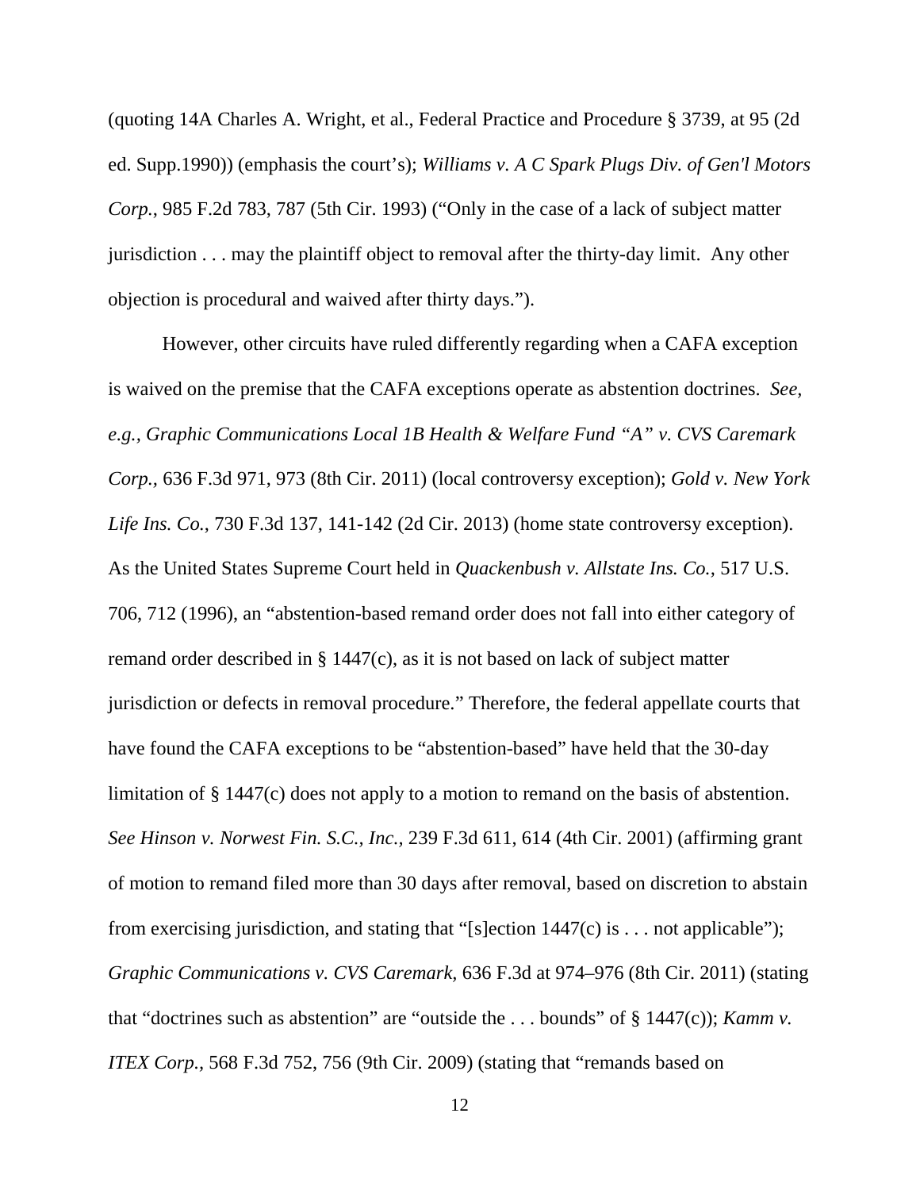(quoting 14A Charles A. Wright, et al., Federal Practice and Procedure § 3739, at 95 (2d ed. Supp.1990)) (emphasis the court's); *Williams v. A C Spark Plugs Div. of Gen'l Motors Corp.*, 985 F.2d 783, 787 (5th Cir. 1993) ("Only in the case of a lack of subject matter jurisdiction . . . may the plaintiff object to removal after the thirty-day limit. Any other objection is procedural and waived after thirty days.").

However, other circuits have ruled differently regarding when a CAFA exception is waived on the premise that the CAFA exceptions operate as abstention doctrines. *See, e.g.*, *Graphic Communications Local 1B Health & Welfare Fund "A" v. CVS Caremark Corp.*, 636 F.3d 971, 973 (8th Cir. 2011) (local controversy exception); *Gold v. New York Life Ins. Co.*, 730 F.3d 137, 141-142 (2d Cir. 2013) (home state controversy exception). As the United States Supreme Court held in *Quackenbush v. Allstate Ins. Co.*, 517 U.S. 706, 712 (1996), an "abstention-based remand order does not fall into either category of remand order described in § 1447(c), as it is not based on lack of subject matter jurisdiction or defects in removal procedure." Therefore, the federal appellate courts that have found the CAFA exceptions to be "abstention-based" have held that the 30-day limitation of § 1447(c) does not apply to a motion to remand on the basis of abstention. *See Hinson v. Norwest Fin. S.C., Inc.*, 239 F.3d 611, 614 (4th Cir. 2001) (affirming grant of motion to remand filed more than 30 days after removal, based on discretion to abstain from exercising jurisdiction, and stating that "[s]ection 1447(c) is . . . not applicable"); *Graphic Communications v. CVS Caremark*, 636 F.3d at 974–976 (8th Cir. 2011) (stating that "doctrines such as abstention" are "outside the . . . bounds" of § 1447(c)); *Kamm v. ITEX Corp.*, 568 F.3d 752, 756 (9th Cir. 2009) (stating that "remands based on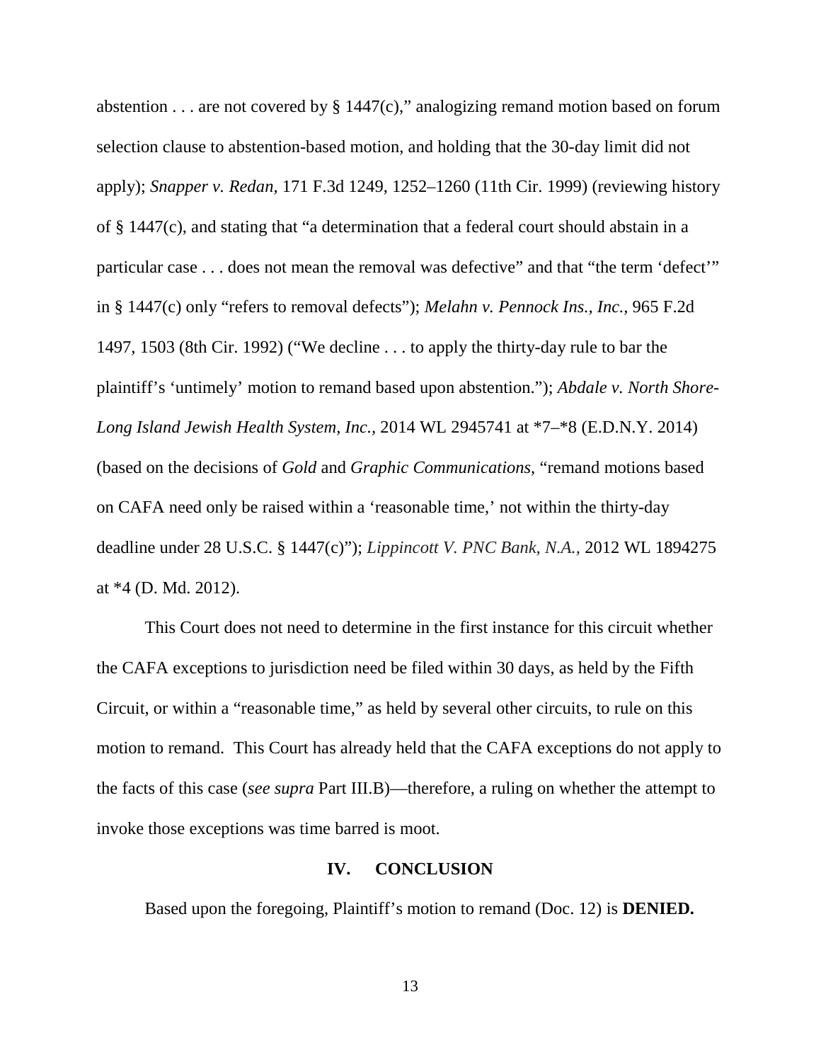abstention . . . are not covered by § 1447(c)," analogizing remand motion based on forum selection clause to abstention-based motion, and holding that the 30-day limit did not apply); *Snapper v. Redan,* 171 F.3d 1249, 1252–1260 (11th Cir. 1999) (reviewing history of § 1447(c), and stating that "a determination that a federal court should abstain in a particular case . . . does not mean the removal was defective" and that "the term 'defect'" in § 1447(c) only "refers to removal defects"); *Melahn v. Pennock Ins., Inc.*, 965 F.2d 1497, 1503 (8th Cir. 1992) ("We decline . . . to apply the thirty-day rule to bar the plaintiff's 'untimely' motion to remand based upon abstention."); *Abdale v. North Shore-Long Island Jewish Health System, Inc.*, 2014 WL 2945741 at *7–*8 (E.D.N.Y. 2014) (based on the decisions of *Gold* and *Graphic Communications*, "remand motions based on CAFA need only be raised within a 'reasonable time,' not within the thirty-day deadline under 28 U.S.C. § 1447(c)"); *Lippincott V. PNC Bank, N.A.*, 2012 WL 1894275 at *4 (D. Md. 2012).

This Court does not need to determine in the first instance for this circuit whether the CAFA exceptions to jurisdiction need be filed within 30 days, as held by the Fifth Circuit, or within a "reasonable time," as held by several other circuits, to rule on this motion to remand. This Court has already held that the CAFA exceptions do not apply to the facts of this case (*see supra* Part III.B)—therefore, a ruling on whether the attempt to invoke those exceptions was time barred is moot.

## IV. CONCLUSION

Based upon the foregoing, Plaintiff's motion to remand (Doc. 12) is **DENIED.**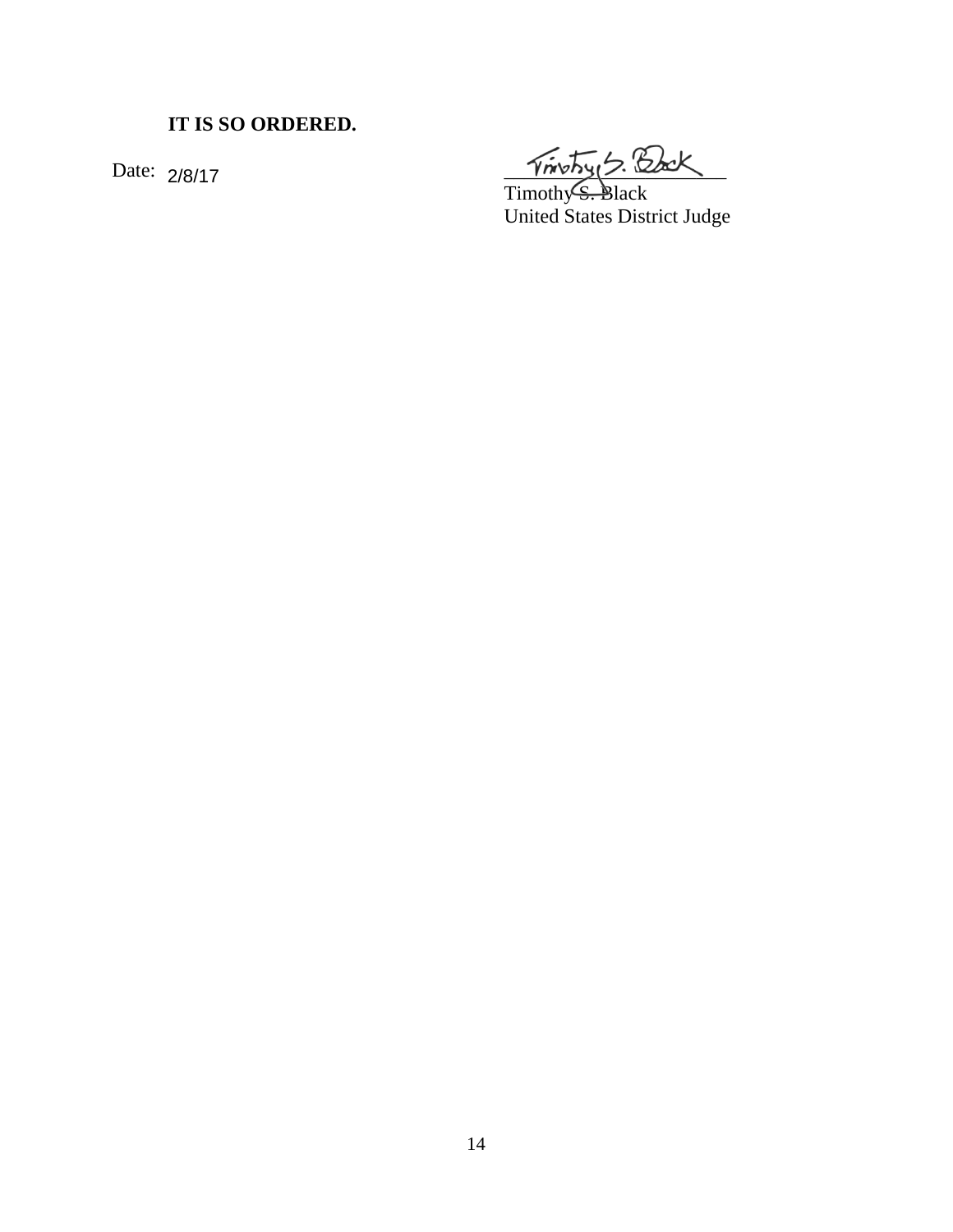**IT IS SO ORDERED.**

Date: 2/8/17

Timothy S. Black
United States District Judge